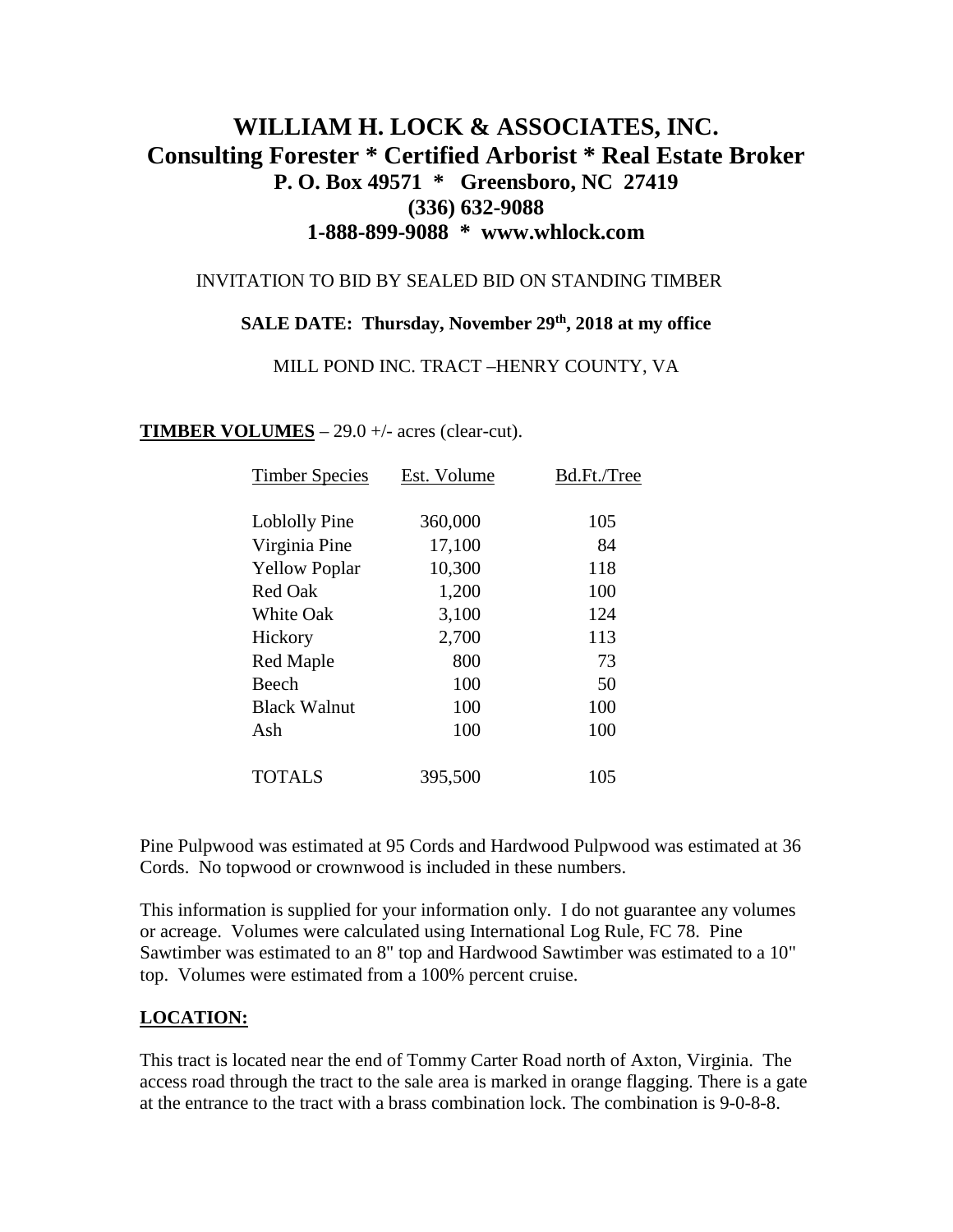# WILLIAM H. LOCK & ASSOCIATES, INC.

## Consulting Forester * Certified Arborist * Real Estate Broker

**P. O. Box 49571 * Greensboro, NC 27419**

**(336) 632-9088**

**1-888-899-9088 * www.whlock.com**

INVITATION TO BID BY SEALED BID ON STANDING TIMBER

**SALE DATE: Thursday, November 29th, 2018 at my office**

MILL POND INC. TRACT –HENRY COUNTY, VA

**TIMBER VOLUMES** – 29.0 +/- acres (clear-cut).

| Timber Species | Est. Volume | Bd.Ft./Tree |
|---|---|---|
| Loblolly Pine | 360,000 | 105 |
| Virginia Pine | 17,100 | 84 |
| Yellow Poplar | 10,300 | 118 |
| Red Oak | 1,200 | 100 |
| White Oak | 3,100 | 124 |
| Hickory | 2,700 | 113 |
| Red Maple | 800 | 73 |
| Beech | 100 | 50 |
| Black Walnut | 100 | 100 |
| Ash | 100 | 100 |
| TOTALS | 395,500 | 105 |

Pine Pulpwood was estimated at 95 Cords and Hardwood Pulpwood was estimated at 36 Cords. No topwood or crownwood is included in these numbers.

This information is supplied for your information only. I do not guarantee any volumes or acreage. Volumes were calculated using International Log Rule, FC 78. Pine Sawtimber was estimated to an 8" top and Hardwood Sawtimber was estimated to a 10" top. Volumes were estimated from a 100% percent cruise.

**LOCATION:**

This tract is located near the end of Tommy Carter Road north of Axton, Virginia. The access road through the tract to the sale area is marked in orange flagging. There is a gate at the entrance to the tract with a brass combination lock. The combination is 9-0-8-8.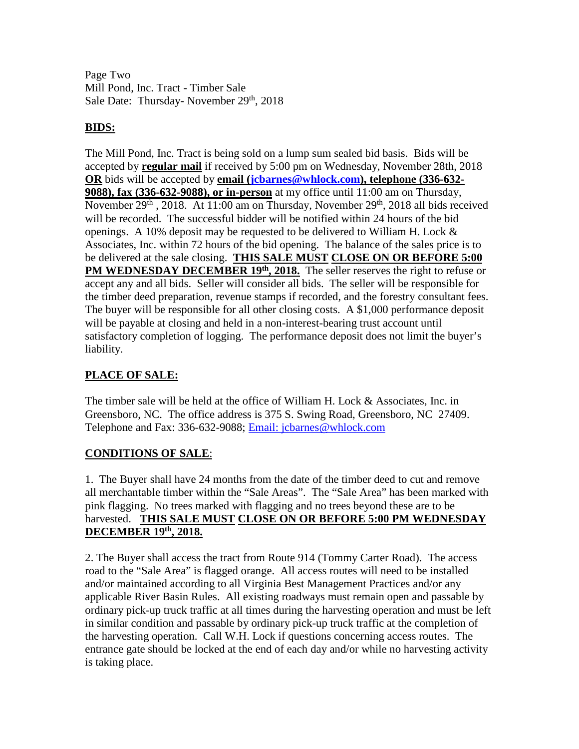Page Two
Mill Pond, Inc. Tract - Timber Sale
Sale Date: Thursday- November 29th, 2018

## BIDS:

The Mill Pond, Inc. Tract is being sold on a lump sum sealed bid basis. Bids will be accepted by **regular mail** if received by 5:00 pm on Wednesday, November 28th, 2018 **OR** bids will be accepted by **email (jcbarnes@whlock.com), telephone (336-632-9088), fax (336-632-9088), or in-person** at my office until 11:00 am on Thursday, November 29th , 2018. At 11:00 am on Thursday, November 29th, 2018 all bids received will be recorded. The successful bidder will be notified within 24 hours of the bid openings. A 10% deposit may be requested to be delivered to William H. Lock & Associates, Inc. within 72 hours of the bid opening. The balance of the sales price is to be delivered at the sale closing. **THIS SALE MUST CLOSE ON OR BEFORE 5:00 PM WEDNESDAY DECEMBER 19th, 2018.** The seller reserves the right to refuse or accept any and all bids. Seller will consider all bids. The seller will be responsible for the timber deed preparation, revenue stamps if recorded, and the forestry consultant fees. The buyer will be responsible for all other closing costs. A $1,000 performance deposit will be payable at closing and held in a non-interest-bearing trust account until satisfactory completion of logging. The performance deposit does not limit the buyer's liability.

## PLACE OF SALE:

The timber sale will be held at the office of William H. Lock & Associates, Inc. in Greensboro, NC. The office address is 375 S. Swing Road, Greensboro, NC 27409. Telephone and Fax: 336-632-9088; Email: jcbarnes@whlock.com

## CONDITIONS OF SALE:

1. The Buyer shall have 24 months from the date of the timber deed to cut and remove all merchantable timber within the "Sale Areas". The "Sale Area" has been marked with pink flagging. No trees marked with flagging and no trees beyond these are to be harvested. **THIS SALE MUST CLOSE ON OR BEFORE 5:00 PM WEDNESDAY DECEMBER 19th, 2018.**

2. The Buyer shall access the tract from Route 914 (Tommy Carter Road). The access road to the "Sale Area" is flagged orange. All access routes will need to be installed and/or maintained according to all Virginia Best Management Practices and/or any applicable River Basin Rules. All existing roadways must remain open and passable by ordinary pick-up truck traffic at all times during the harvesting operation and must be left in similar condition and passable by ordinary pick-up truck traffic at the completion of the harvesting operation. Call W.H. Lock if questions concerning access routes. The entrance gate should be locked at the end of each day and/or while no harvesting activity is taking place.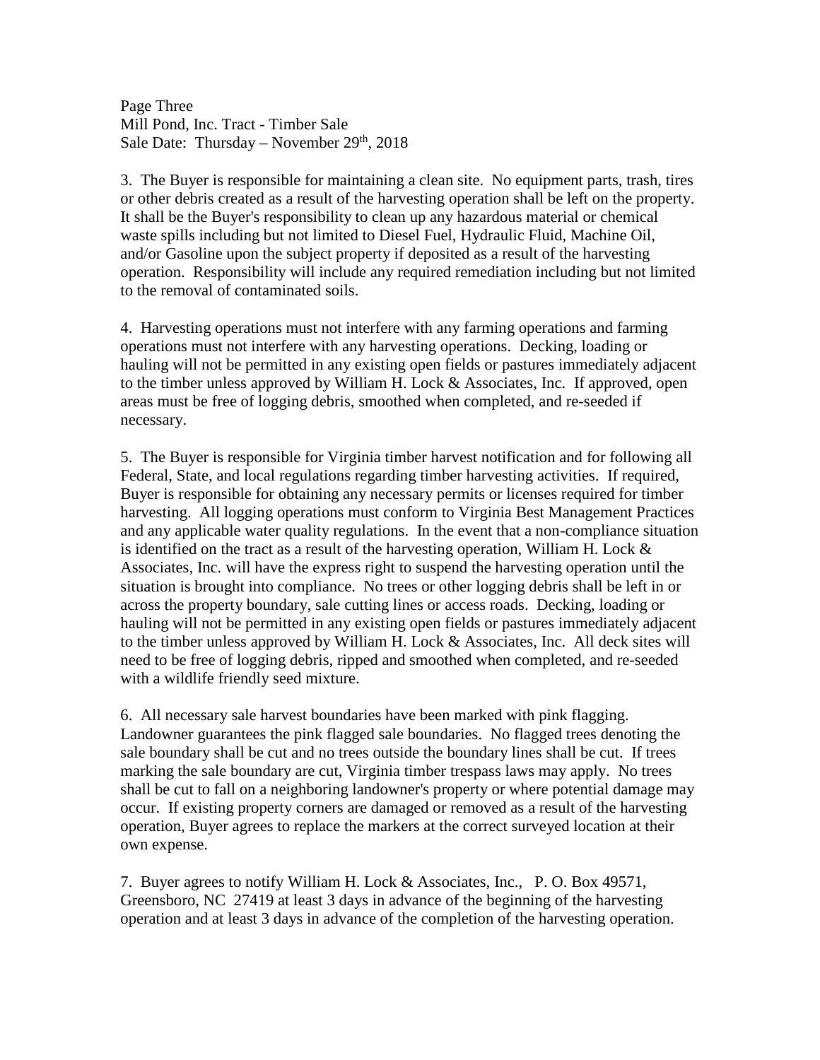3. The Buyer is responsible for maintaining a clean site. No equipment parts, trash, tires or other debris created as a result of the harvesting operation shall be left on the property. It shall be the Buyer's responsibility to clean up any hazardous material or chemical waste spills including but not limited to Diesel Fuel, Hydraulic Fluid, Machine Oil, and/or Gasoline upon the subject property if deposited as a result of the harvesting operation. Responsibility will include any required remediation including but not limited to the removal of contaminated soils.

4. Harvesting operations must not interfere with any farming operations and farming operations must not interfere with any harvesting operations. Decking, loading or hauling will not be permitted in any existing open fields or pastures immediately adjacent to the timber unless approved by William H. Lock & Associates, Inc. If approved, open areas must be free of logging debris, smoothed when completed, and re-seeded if necessary.

5. The Buyer is responsible for Virginia timber harvest notification and for following all Federal, State, and local regulations regarding timber harvesting activities. If required, Buyer is responsible for obtaining any necessary permits or licenses required for timber harvesting. All logging operations must conform to Virginia Best Management Practices and any applicable water quality regulations. In the event that a non-compliance situation is identified on the tract as a result of the harvesting operation, William H. Lock & Associates, Inc. will have the express right to suspend the harvesting operation until the situation is brought into compliance. No trees or other logging debris shall be left in or across the property boundary, sale cutting lines or access roads. Decking, loading or hauling will not be permitted in any existing open fields or pastures immediately adjacent to the timber unless approved by William H. Lock & Associates, Inc. All deck sites will need to be free of logging debris, ripped and smoothed when completed, and re-seeded with a wildlife friendly seed mixture.

6. All necessary sale harvest boundaries have been marked with pink flagging. Landowner guarantees the pink flagged sale boundaries. No flagged trees denoting the sale boundary shall be cut and no trees outside the boundary lines shall be cut. If trees marking the sale boundary are cut, Virginia timber trespass laws may apply. No trees shall be cut to fall on a neighboring landowner's property or where potential damage may occur. If existing property corners are damaged or removed as a result of the harvesting operation, Buyer agrees to replace the markers at the correct surveyed location at their own expense.

7. Buyer agrees to notify William H. Lock & Associates, Inc., P. O. Box 49571, Greensboro, NC 27419 at least 3 days in advance of the beginning of the harvesting operation and at least 3 days in advance of the completion of the harvesting operation.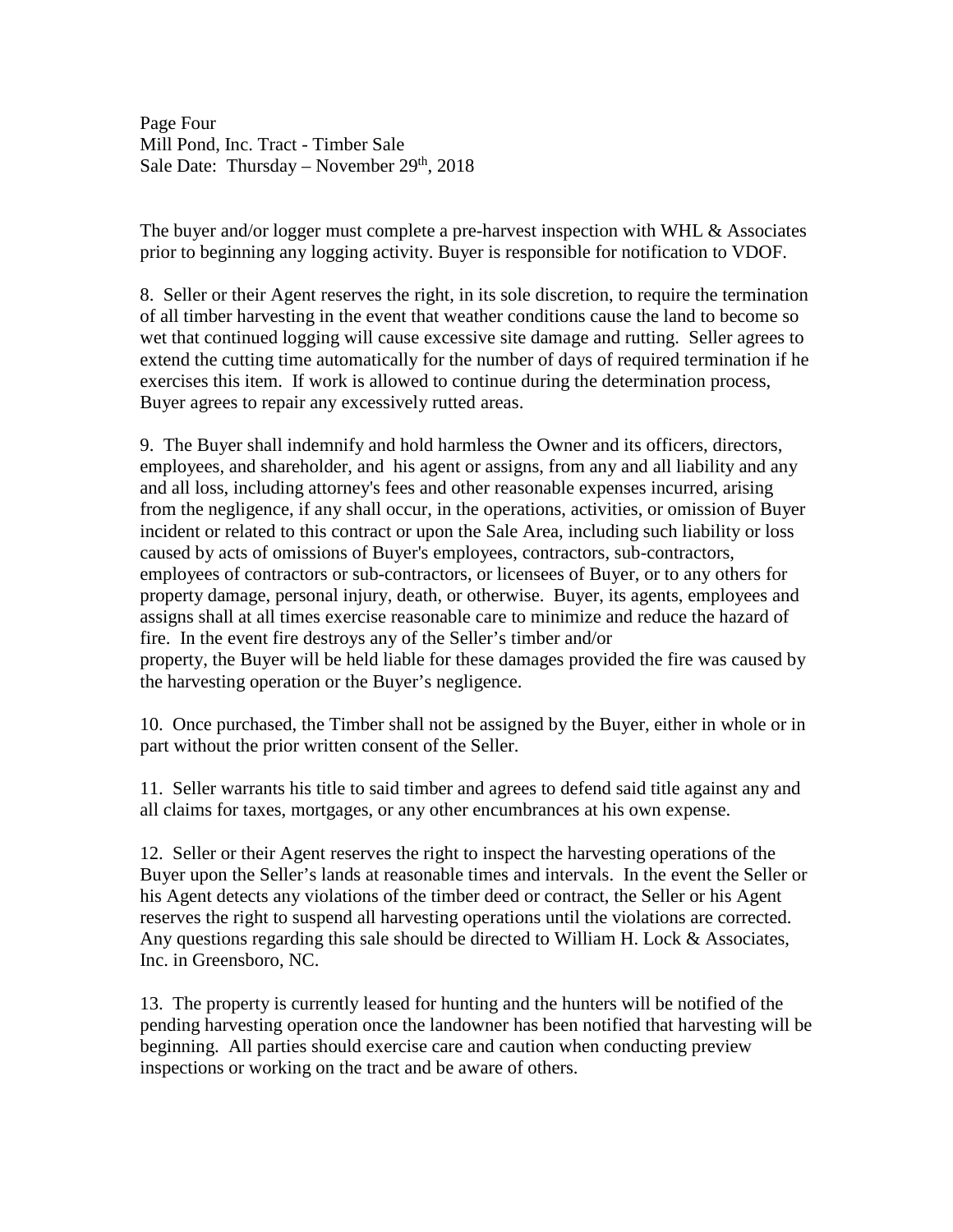The buyer and/or logger must complete a pre-harvest inspection with WHL & Associates prior to beginning any logging activity. Buyer is responsible for notification to VDOF.

8. Seller or their Agent reserves the right, in its sole discretion, to require the termination of all timber harvesting in the event that weather conditions cause the land to become so wet that continued logging will cause excessive site damage and rutting. Seller agrees to extend the cutting time automatically for the number of days of required termination if he exercises this item. If work is allowed to continue during the determination process, Buyer agrees to repair any excessively rutted areas.

9. The Buyer shall indemnify and hold harmless the Owner and its officers, directors, employees, and shareholder, and his agent or assigns, from any and all liability and any and all loss, including attorney's fees and other reasonable expenses incurred, arising from the negligence, if any shall occur, in the operations, activities, or omission of Buyer incident or related to this contract or upon the Sale Area, including such liability or loss caused by acts of omissions of Buyer's employees, contractors, sub-contractors, employees of contractors or sub-contractors, or licensees of Buyer, or to any others for property damage, personal injury, death, or otherwise. Buyer, its agents, employees and assigns shall at all times exercise reasonable care to minimize and reduce the hazard of fire. In the event fire destroys any of the Seller's timber and/or property, the Buyer will be held liable for these damages provided the fire was caused by the harvesting operation or the Buyer's negligence.

10. Once purchased, the Timber shall not be assigned by the Buyer, either in whole or in part without the prior written consent of the Seller.

11. Seller warrants his title to said timber and agrees to defend said title against any and all claims for taxes, mortgages, or any other encumbrances at his own expense.

12. Seller or their Agent reserves the right to inspect the harvesting operations of the Buyer upon the Seller's lands at reasonable times and intervals. In the event the Seller or his Agent detects any violations of the timber deed or contract, the Seller or his Agent reserves the right to suspend all harvesting operations until the violations are corrected. Any questions regarding this sale should be directed to William H. Lock & Associates, Inc. in Greensboro, NC.

13. The property is currently leased for hunting and the hunters will be notified of the pending harvesting operation once the landowner has been notified that harvesting will be beginning. All parties should exercise care and caution when conducting preview inspections or working on the tract and be aware of others.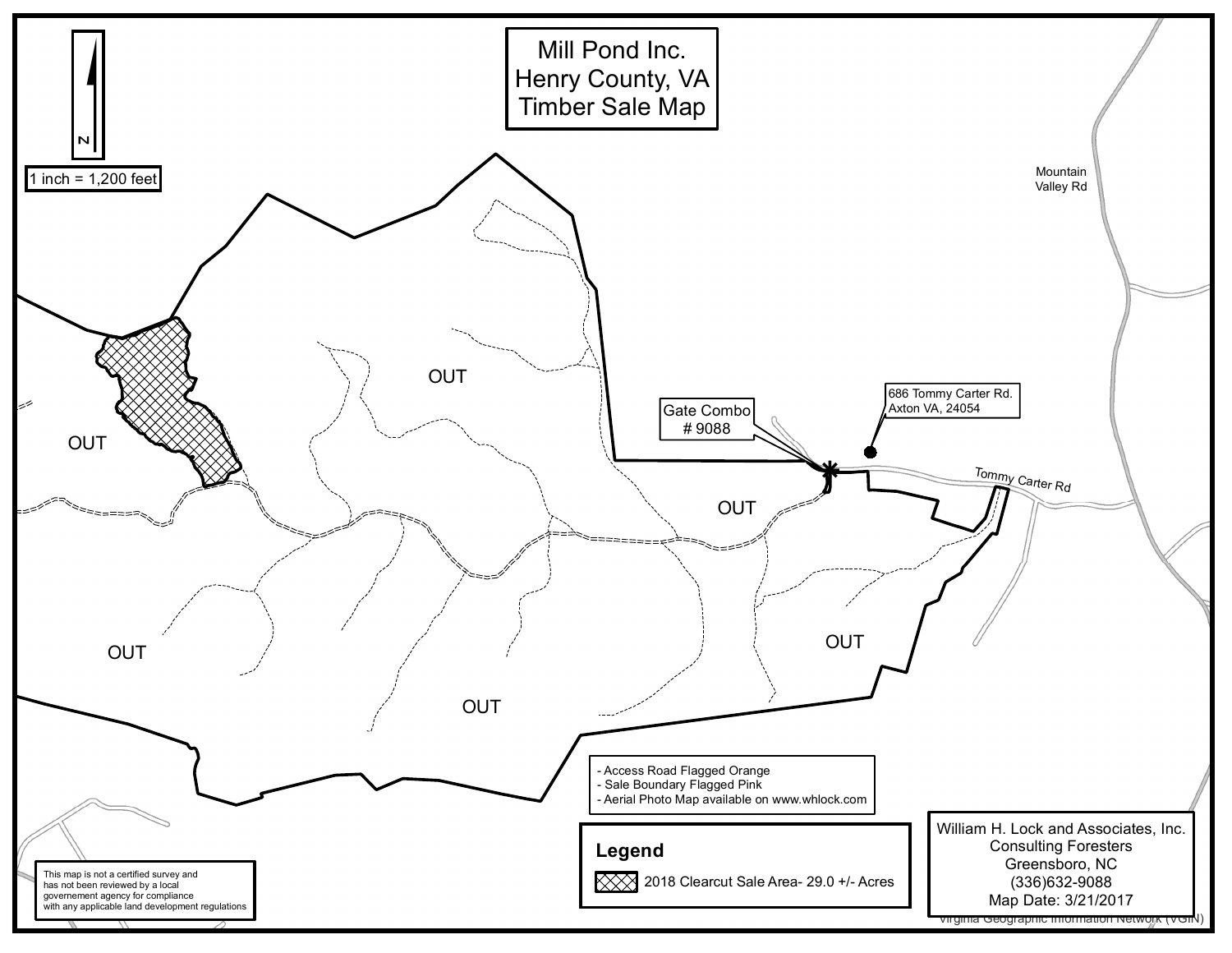# Mill Pond Inc.
# Henry County, VA
# Timber Sale Map

N

1 inch = 1,200 feet

Mountain Valley Rd

OUT

OUT

OUT

OUT

OUT

OUT

Gate Combo # 9088

686 Tommy Carter Rd. Axton VA, 24054

Tommy Carter Rd

- Access Road Flagged Orange
- Sale Boundary Flagged Pink
- Aerial Photo Map available on www.whlock.com

**Legend**

2018 Clearcut Sale Area- 29.0 +/- Acres

William H. Lock and Associates, Inc.
Consulting Foresters
Greensboro, NC
(336)632-9088
Map Date: 3/21/2017

This map is not a certified survey and has not been reviewed by a local governement agency for compliance with any applicable land development regulations

Virginia Geographic Information Network (VGIN)